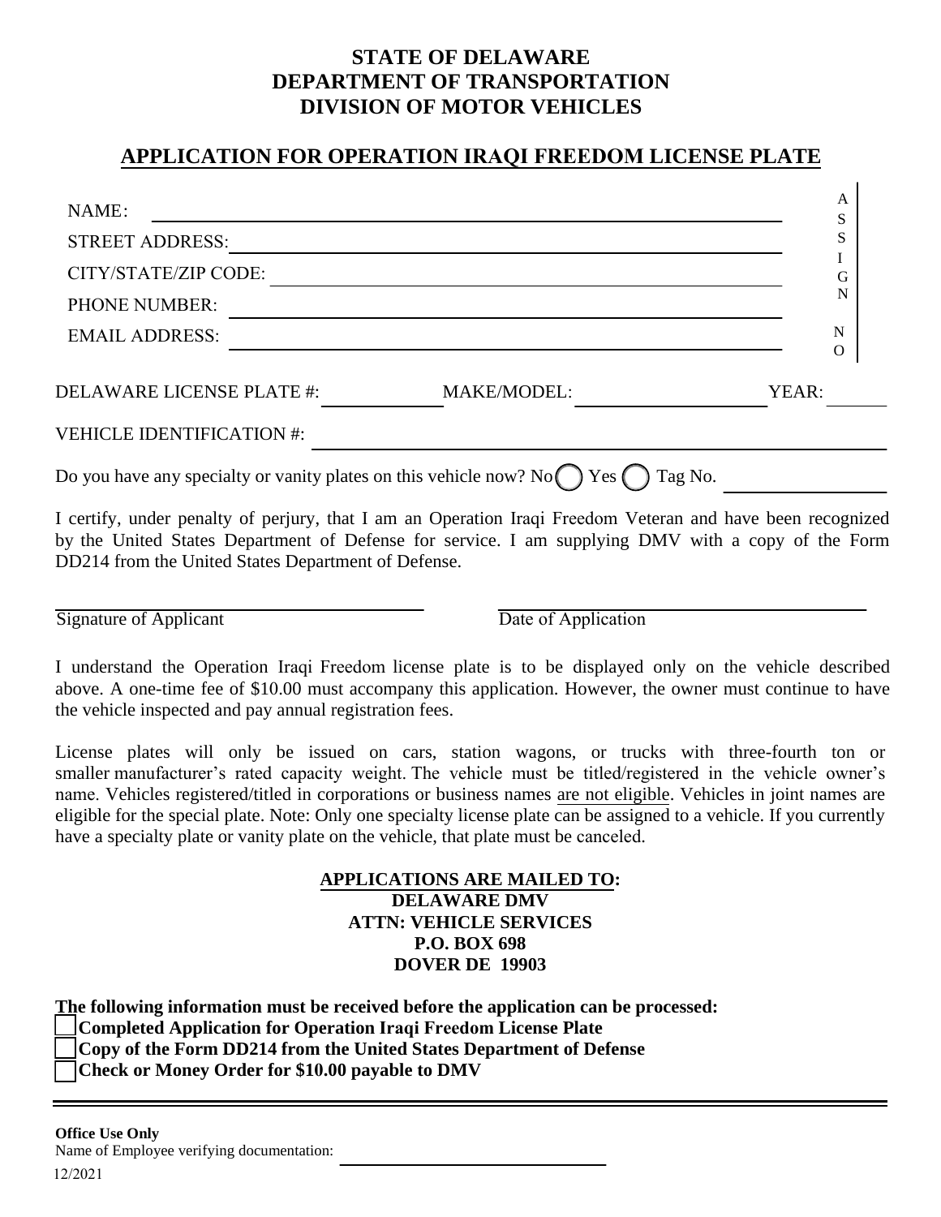# STATE OF DELAWARE
# DEPARTMENT OF TRANSPORTATION
# DIVISION OF MOTOR VEHICLES

## APPLICATION FOR OPERATION IRAQI FREEDOM LICENSE PLATE

NAME: ______________________________________________

STREET ADDRESS: ______________________________________________

CITY/STATE/ZIP CODE: ______________________________________________

PHONE NUMBER: ______________________________________________

EMAIL ADDRESS: ______________________________________________

ASSIGN NO

DELAWARE LICENSE PLATE #: ____________ MAKE/MODEL: ____________ YEAR: ______

VEHICLE IDENTIFICATION #: ______________________________________________

Do you have any specialty or vanity plates on this vehicle now? No ◯ Yes ◯ Tag No. ____________

I certify, under penalty of perjury, that I am an Operation Iraqi Freedom Veteran and have been recognized by the United States Department of Defense for service. I am supplying DMV with a copy of the Form DD214 from the United States Department of Defense.

______________________________ ______________________________

Signature of Applicant Date of Application

I understand the Operation Iraqi Freedom license plate is to be displayed only on the vehicle described above. A one-time fee of $10.00 must accompany this application. However, the owner must continue to have the vehicle inspected and pay annual registration fees.

License plates will only be issued on cars, station wagons, or trucks with three-fourth ton or smaller manufacturer's rated capacity weight. The vehicle must be titled/registered in the vehicle owner's name. Vehicles registered/titled in corporations or business names are not eligible. Vehicles in joint names are eligible for the special plate. Note: Only one specialty license plate can be assigned to a vehicle. If you currently have a specialty plate or vanity plate on the vehicle, that plate must be canceled.

**APPLICATIONS ARE MAILED TO:**
**DELAWARE DMV**
**ATTN: VEHICLE SERVICES**
**P.O. BOX 698**
**DOVER DE 19903**

**The following information must be received before the application can be processed:**

- ☐ **Completed Application for Operation Iraqi Freedom License Plate**
- ☐ **Copy of the Form DD214 from the United States Department of Defense**
- ☐ **Check or Money Order for $10.00 payable to DMV**

---

**Office Use Only**

Name of Employee verifying documentation: ______________________________

12/2021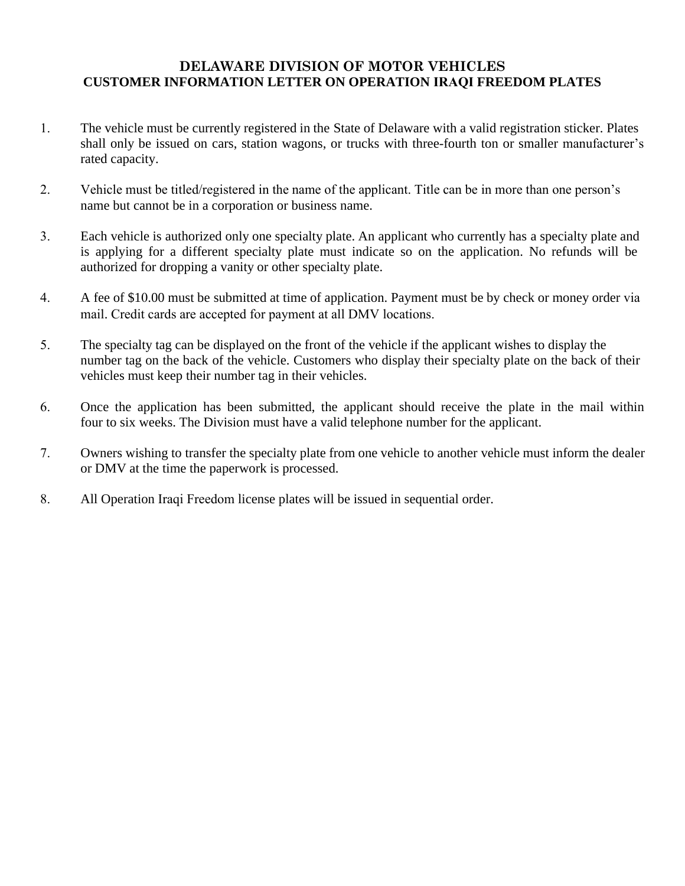# DELAWARE DIVISION OF MOTOR VEHICLES
## CUSTOMER INFORMATION LETTER ON OPERATION IRAQI FREEDOM PLATES

1. The vehicle must be currently registered in the State of Delaware with a valid registration sticker. Plates shall only be issued on cars, station wagons, or trucks with three-fourth ton or smaller manufacturer's rated capacity.

2. Vehicle must be titled/registered in the name of the applicant. Title can be in more than one person's name but cannot be in a corporation or business name.

3. Each vehicle is authorized only one specialty plate. An applicant who currently has a specialty plate and is applying for a different specialty plate must indicate so on the application. No refunds will be authorized for dropping a vanity or other specialty plate.

4. A fee of $10.00 must be submitted at time of application. Payment must be by check or money order via mail. Credit cards are accepted for payment at all DMV locations.

5. The specialty tag can be displayed on the front of the vehicle if the applicant wishes to display the number tag on the back of the vehicle. Customers who display their specialty plate on the back of their vehicles must keep their number tag in their vehicles.

6. Once the application has been submitted, the applicant should receive the plate in the mail within four to six weeks. The Division must have a valid telephone number for the applicant.

7. Owners wishing to transfer the specialty plate from one vehicle to another vehicle must inform the dealer or DMV at the time the paperwork is processed.

8. All Operation Iraqi Freedom license plates will be issued in sequential order.